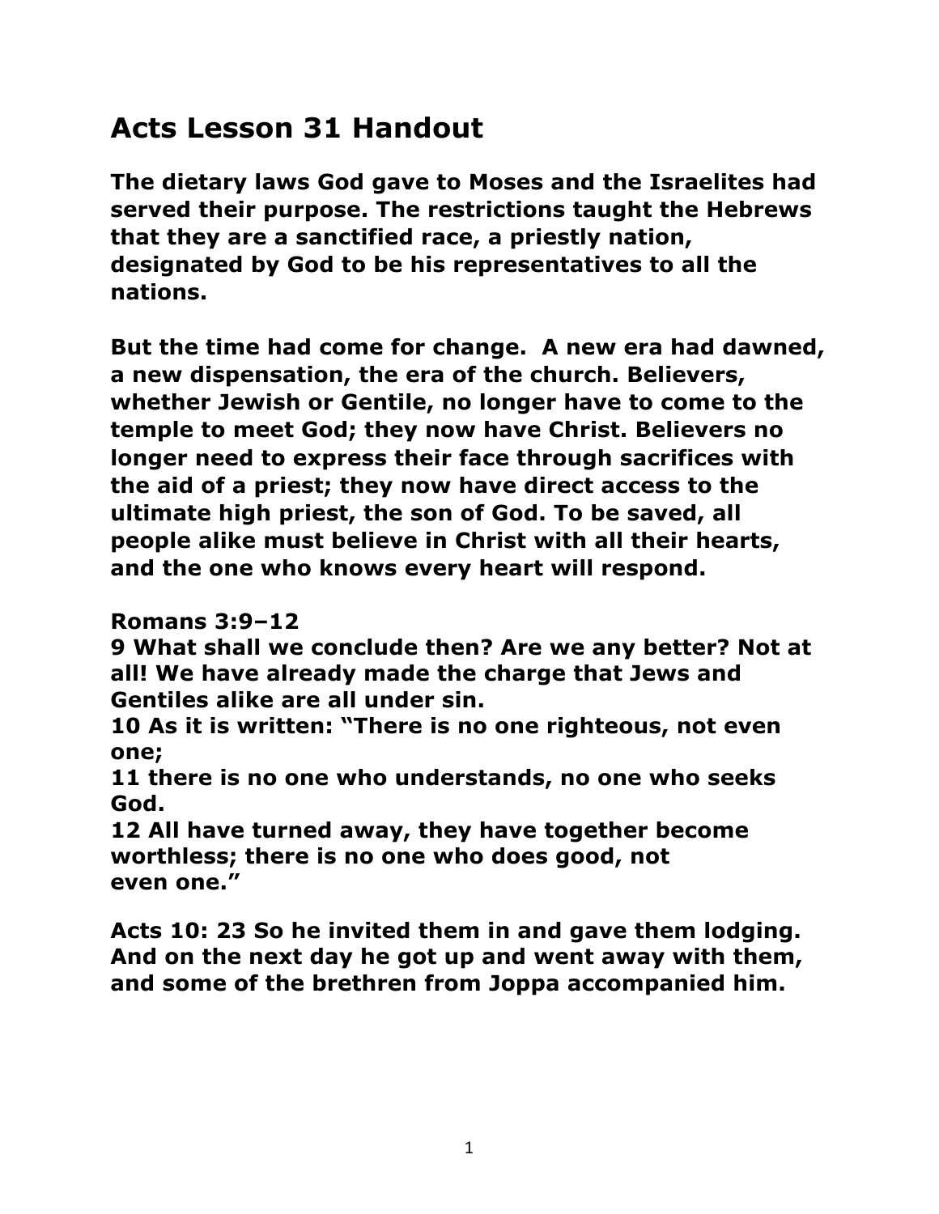# Acts Lesson 31 Handout

**The dietary laws God gave to Moses and the Israelites had served their purpose. The restrictions taught the Hebrews that they are a sanctified race, a priestly nation, designated by God to be his representatives to all the nations.**

**But the time had come for change. A new era had dawned, a new dispensation, the era of the church. Believers, whether Jewish or Gentile, no longer have to come to the temple to meet God; they now have Christ. Believers no longer need to express their face through sacrifices with the aid of a priest; they now have direct access to the ultimate high priest, the son of God. To be saved, all people alike must believe in Christ with all their hearts, and the one who knows every heart will respond.**

**Romans 3:9–12**
**9 What shall we conclude then? Are we any better? Not at all! We have already made the charge that Jews and Gentiles alike are all under sin.**
**10 As it is written: "There is no one righteous, not even one;**
**11 there is no one who understands, no one who seeks God.**
**12 All have turned away, they have together become worthless; there is no one who does good, not even one."**

**Acts 10: 23 So he invited them in and gave them lodging. And on the next day he got up and went away with them, and some of the brethren from Joppa accompanied him.**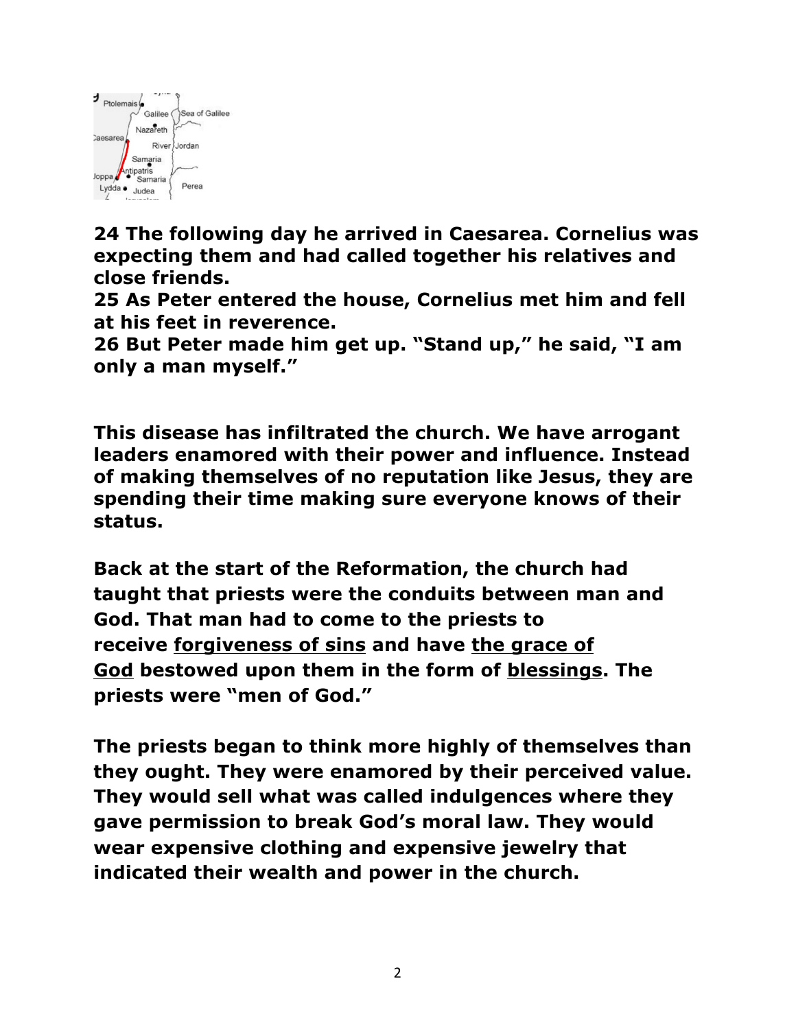**24 The following day he arrived in Caesarea. Cornelius was expecting them and had called together his relatives and close friends.**
**25 As Peter entered the house, Cornelius met him and fell at his feet in reverence.**
**26 But Peter made him get up. "Stand up," he said, "I am only a man myself."**

**This disease has infiltrated the church. We have arrogant leaders enamored with their power and influence. Instead of making themselves of no reputation like Jesus, they are spending their time making sure everyone knows of their status.**

**Back at the start of the Reformation, the church had taught that priests were the conduits between man and God. That man had to come to the priests to receive forgiveness of sins and have the grace of God bestowed upon them in the form of blessings. The priests were "men of God."**

**The priests began to think more highly of themselves than they ought. They were enamored by their perceived value. They would sell what was called indulgences where they gave permission to break God's moral law. They would wear expensive clothing and expensive jewelry that indicated their wealth and power in the church.**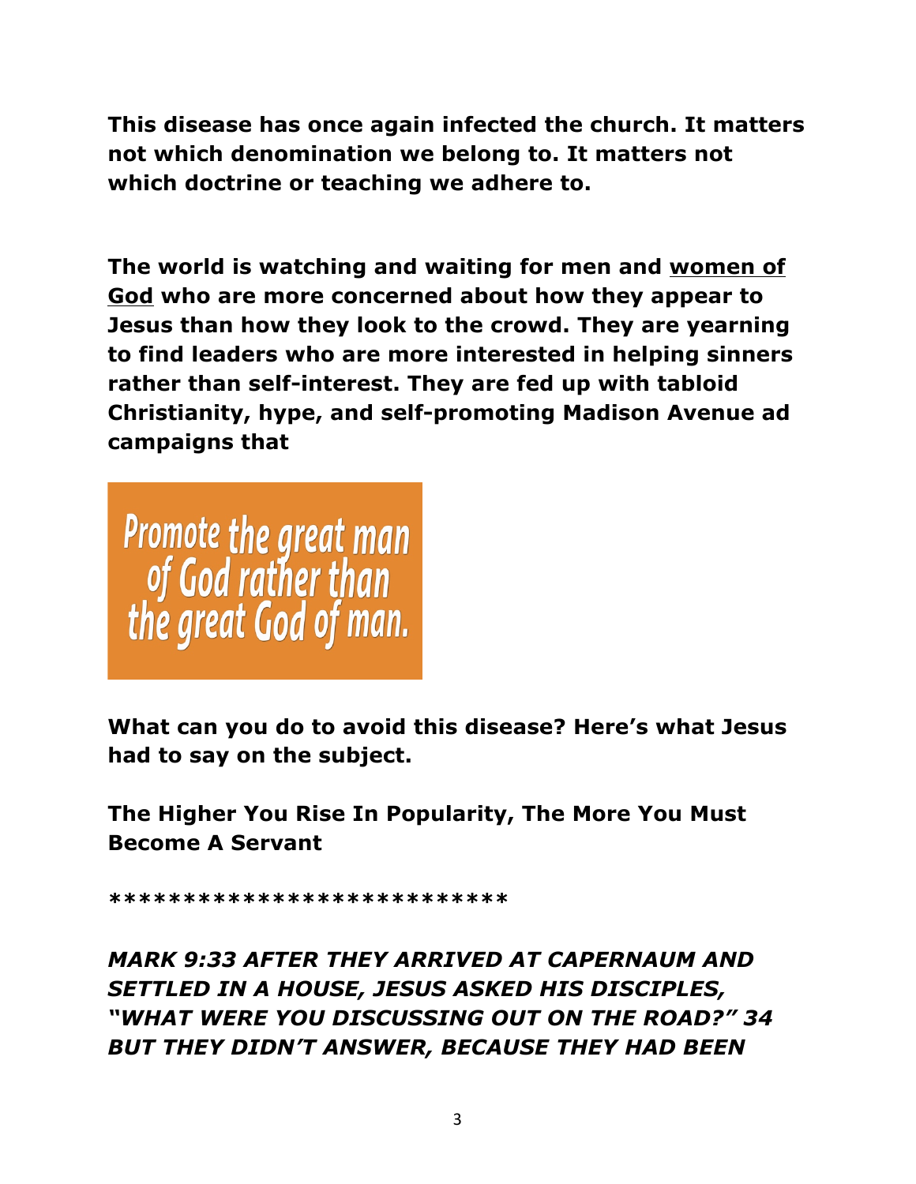**This disease has once again infected the church. It matters not which denomination we belong to. It matters not which doctrine or teaching we adhere to.**

**The world is watching and waiting for men and women of God who are more concerned about how they appear to Jesus than how they look to the crowd. They are yearning to find leaders who are more interested in helping sinners rather than self-interest. They are fed up with tabloid Christianity, hype, and self-promoting Madison Avenue ad campaigns that**

Promote the great man of God rather than the great God of man.

**What can you do to avoid this disease? Here's what Jesus had to say on the subject.**

**The Higher You Rise In Popularity, The More You Must Become A Servant**

***************************

***MARK 9:33 AFTER THEY ARRIVED AT CAPERNAUM AND SETTLED IN A HOUSE, JESUS ASKED HIS DISCIPLES, "WHAT WERE YOU DISCUSSING OUT ON THE ROAD?" 34 BUT THEY DIDN'T ANSWER, BECAUSE THEY HAD BEEN***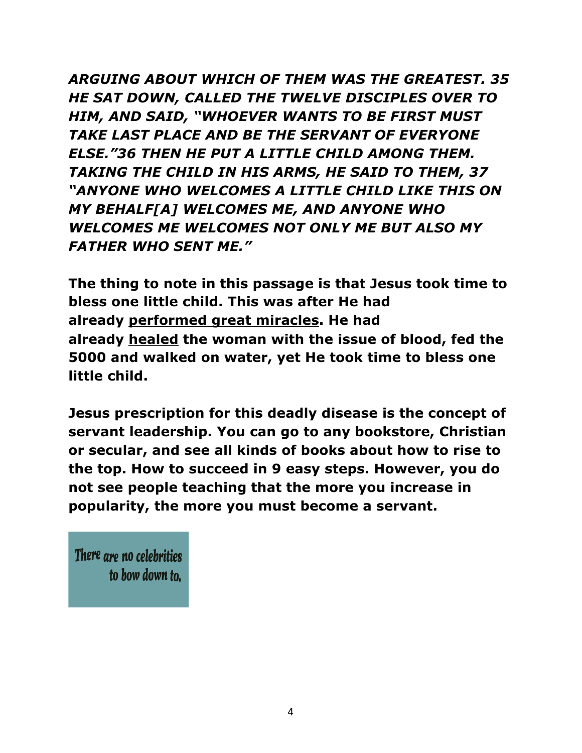***ARGUING ABOUT WHICH OF THEM WAS THE GREATEST. 35 HE SAT DOWN, CALLED THE TWELVE DISCIPLES OVER TO HIM, AND SAID, "WHOEVER WANTS TO BE FIRST MUST TAKE LAST PLACE AND BE THE SERVANT OF EVERYONE ELSE."36 THEN HE PUT A LITTLE CHILD AMONG THEM. TAKING THE CHILD IN HIS ARMS, HE SAID TO THEM, 37 "ANYONE WHO WELCOMES A LITTLE CHILD LIKE THIS ON MY BEHALF[A] WELCOMES ME, AND ANYONE WHO WELCOMES ME WELCOMES NOT ONLY ME BUT ALSO MY FATHER WHO SENT ME."***

**The thing to note in this passage is that Jesus took time to bless one little child. This was after He had already performed great miracles. He had already healed the woman with the issue of blood, fed the 5000 and walked on water, yet He took time to bless one little child.**

**Jesus prescription for this deadly disease is the concept of servant leadership. You can go to any bookstore, Christian or secular, and see all kinds of books about how to rise to the top. How to succeed in 9 easy steps. However, you do not see people teaching that the more you increase in popularity, the more you must become a servant.**

There are no celebrities
to bow down to.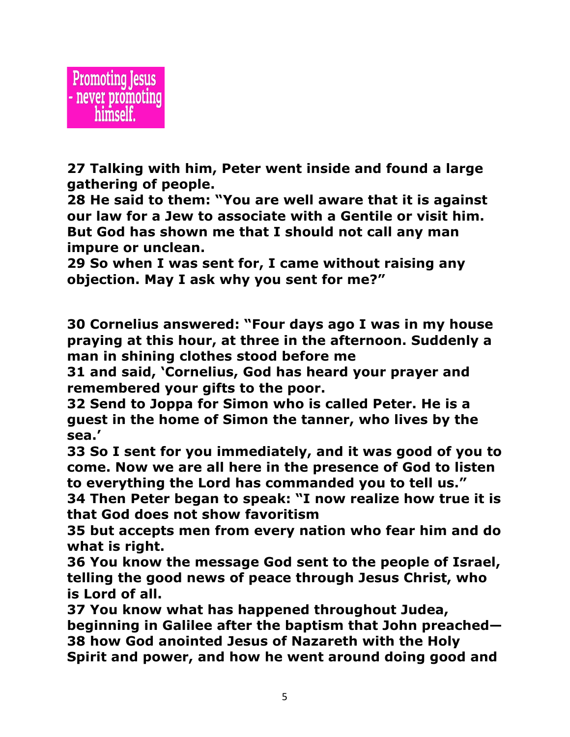**Promoting Jesus - never promoting himself.**

**27 Talking with him, Peter went inside and found a large gathering of people.**
**28 He said to them: "You are well aware that it is against our law for a Jew to associate with a Gentile or visit him. But God has shown me that I should not call any man impure or unclean.**
**29 So when I was sent for, I came without raising any objection. May I ask why you sent for me?"**

**30 Cornelius answered: "Four days ago I was in my house praying at this hour, at three in the afternoon. Suddenly a man in shining clothes stood before me**
**31 and said, 'Cornelius, God has heard your prayer and remembered your gifts to the poor.**
**32 Send to Joppa for Simon who is called Peter. He is a guest in the home of Simon the tanner, who lives by the sea.'**
**33 So I sent for you immediately, and it was good of you to come. Now we are all here in the presence of God to listen to everything the Lord has commanded you to tell us."**
**34 Then Peter began to speak: "I now realize how true it is that God does not show favoritism**
**35 but accepts men from every nation who fear him and do what is right.**
**36 You know the message God sent to the people of Israel, telling the good news of peace through Jesus Christ, who is Lord of all.**
**37 You know what has happened throughout Judea, beginning in Galilee after the baptism that John preached—**
**38 how God anointed Jesus of Nazareth with the Holy Spirit and power, and how he went around doing good and**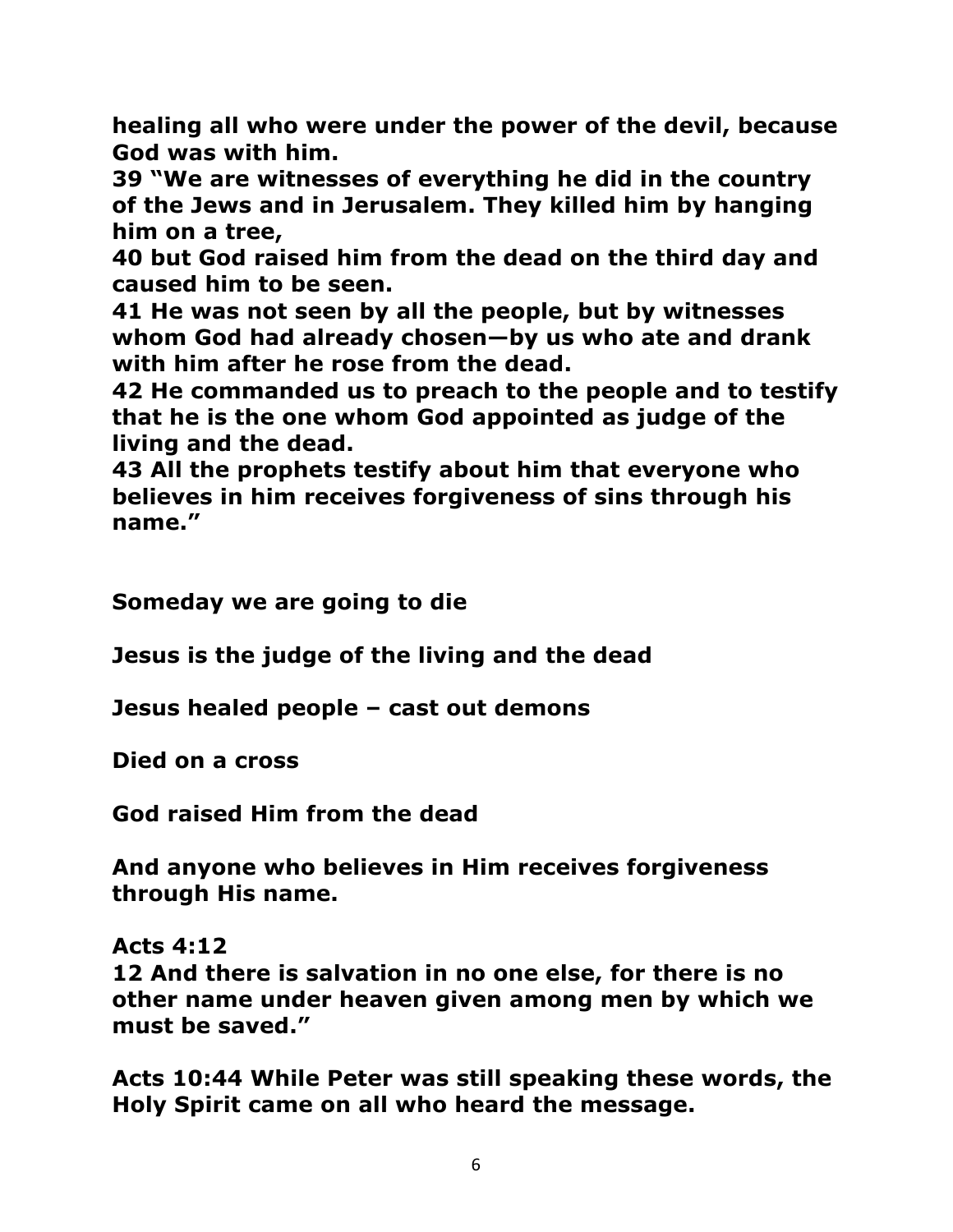**healing all who were under the power of the devil, because God was with him.**

**39 "We are witnesses of everything he did in the country of the Jews and in Jerusalem. They killed him by hanging him on a tree,**

**40 but God raised him from the dead on the third day and caused him to be seen.**

**41 He was not seen by all the people, but by witnesses whom God had already chosen—by us who ate and drank with him after he rose from the dead.**

**42 He commanded us to preach to the people and to testify that he is the one whom God appointed as judge of the living and the dead.**

**43 All the prophets testify about him that everyone who believes in him receives forgiveness of sins through his name."**

**Someday we are going to die**

**Jesus is the judge of the living and the dead**

**Jesus healed people – cast out demons**

**Died on a cross**

**God raised Him from the dead**

**And anyone who believes in Him receives forgiveness through His name.**

**Acts 4:12**
**12 And there is salvation in no one else, for there is no other name under heaven given among men by which we must be saved."**

**Acts 10:44 While Peter was still speaking these words, the Holy Spirit came on all who heard the message.**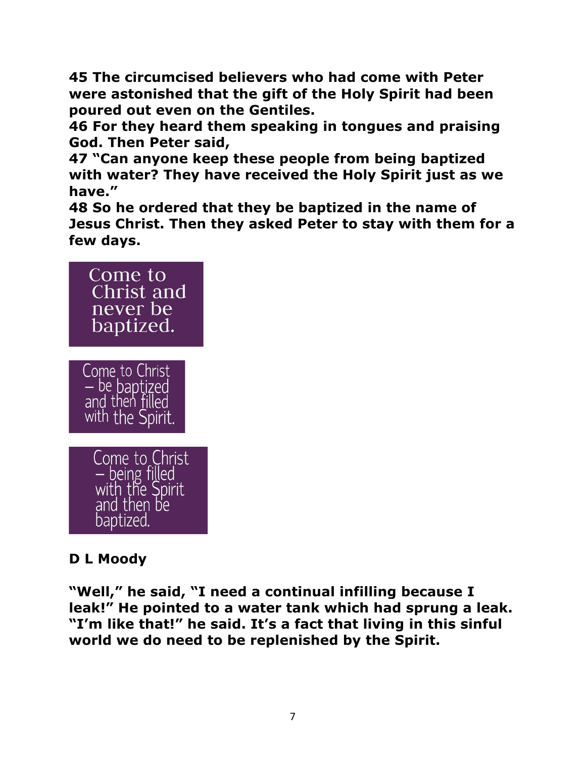**45 The circumcised believers who had come with Peter were astonished that the gift of the Holy Spirit had been poured out even on the Gentiles.**
**46 For they heard them speaking in tongues and praising God. Then Peter said,**
**47 "Can anyone keep these people from being baptized with water? They have received the Holy Spirit just as we have."**
**48 So he ordered that they be baptized in the name of Jesus Christ. Then they asked Peter to stay with them for a few days.**

Come to Christ and never be baptized.

Come to Christ – be baptized and then filled with the Spirit.

Come to Christ – being filled with the Spirit and then be baptized.

**D L Moody**

**"Well," he said, "I need a continual infilling because I leak!" He pointed to a water tank which had sprung a leak. "I'm like that!" he said. It's a fact that living in this sinful world we do need to be replenished by the Spirit.**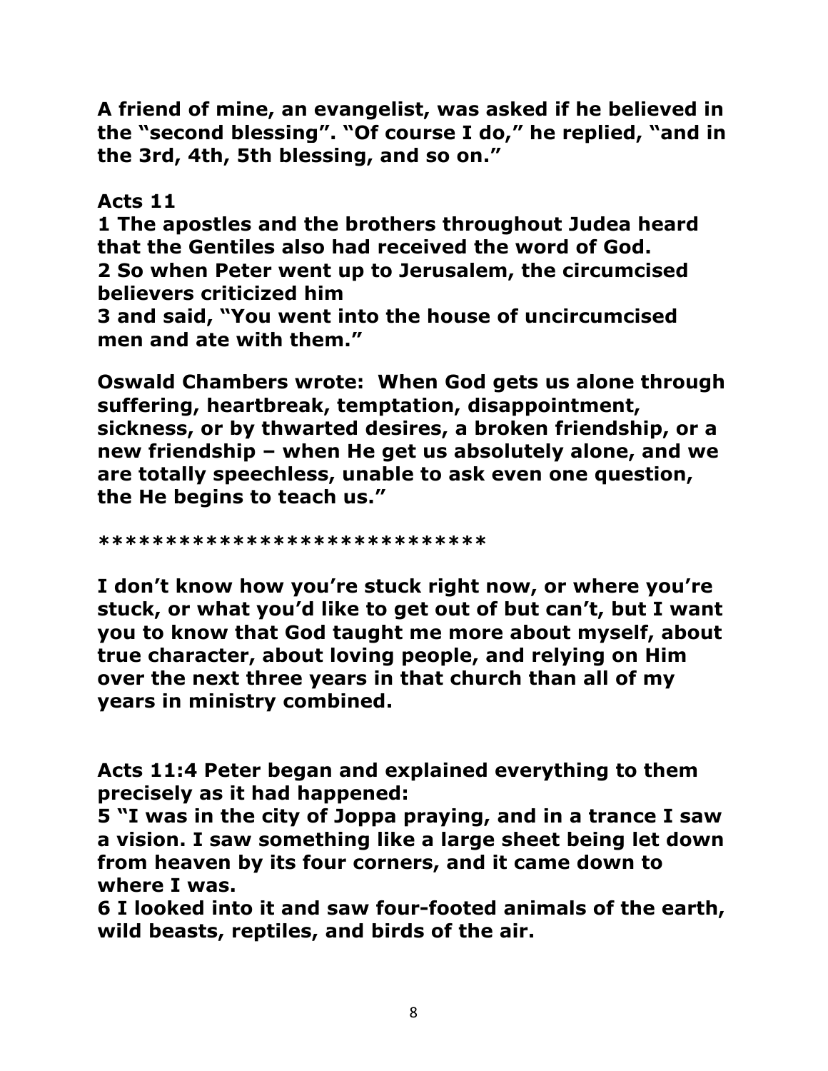**A friend of mine, an evangelist, was asked if he believed in the "second blessing". "Of course I do," he replied, "and in the 3rd, 4th, 5th blessing, and so on."**

**Acts 11**

**1 The apostles and the brothers throughout Judea heard that the Gentiles also had received the word of God.**
**2 So when Peter went up to Jerusalem, the circumcised believers criticized him**
**3 and said, "You went into the house of uncircumcised men and ate with them."**

**Oswald Chambers wrote: When God gets us alone through suffering, heartbreak, temptation, disappointment, sickness, or by thwarted desires, a broken friendship, or a new friendship – when He get us absolutely alone, and we are totally speechless, unable to ask even one question, the He begins to teach us."**

*****************************

**I don't know how you're stuck right now, or where you're stuck, or what you'd like to get out of but can't, but I want you to know that God taught me more about myself, about true character, about loving people, and relying on Him over the next three years in that church than all of my years in ministry combined.**

**Acts 11:4 Peter began and explained everything to them precisely as it had happened:**
**5 "I was in the city of Joppa praying, and in a trance I saw a vision. I saw something like a large sheet being let down from heaven by its four corners, and it came down to where I was.**
**6 I looked into it and saw four-footed animals of the earth, wild beasts, reptiles, and birds of the air.**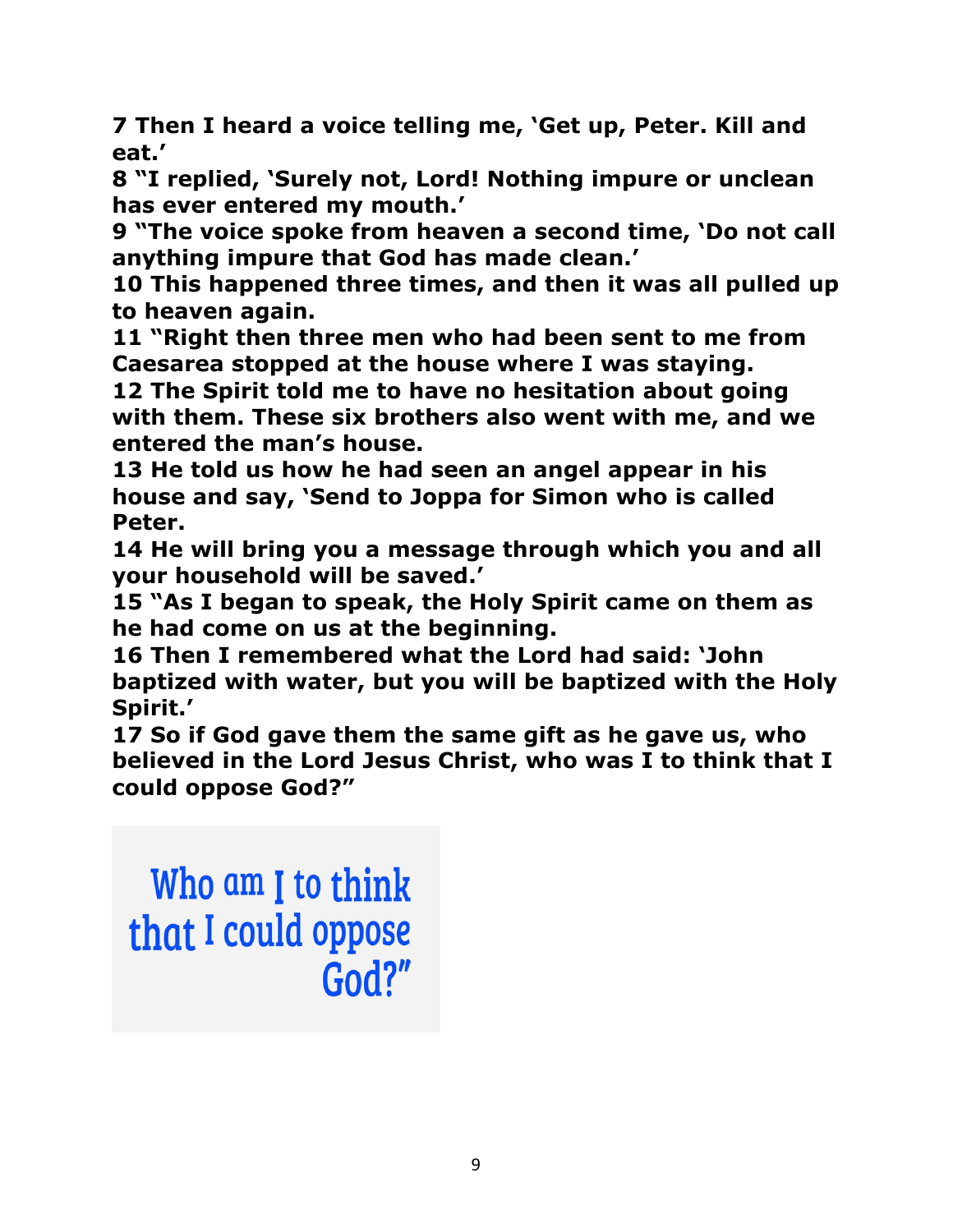**7 Then I heard a voice telling me, 'Get up, Peter. Kill and eat.'**
**8 "I replied, 'Surely not, Lord! Nothing impure or unclean has ever entered my mouth.'**
**9 "The voice spoke from heaven a second time, 'Do not call anything impure that God has made clean.'**
**10 This happened three times, and then it was all pulled up to heaven again.**
**11 "Right then three men who had been sent to me from Caesarea stopped at the house where I was staying.**
**12 The Spirit told me to have no hesitation about going with them. These six brothers also went with me, and we entered the man's house.**
**13 He told us how he had seen an angel appear in his house and say, 'Send to Joppa for Simon who is called Peter.**
**14 He will bring you a message through which you and all your household will be saved.'**
**15 "As I began to speak, the Holy Spirit came on them as he had come on us at the beginning.**
**16 Then I remembered what the Lord had said: 'John baptized with water, but you will be baptized with the Holy Spirit.'**
**17 So if God gave them the same gift as he gave us, who believed in the Lord Jesus Christ, who was I to think that I could oppose God?"**

Who am I to think that I could oppose God?"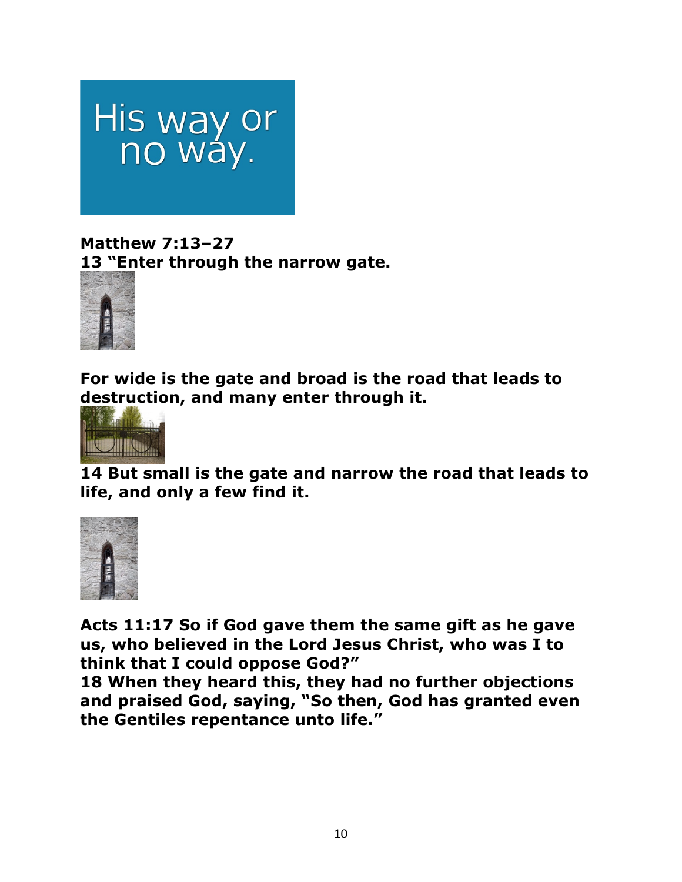His way or no way.

**Matthew 7:13–27**
**13 "Enter through the narrow gate.**

**For wide is the gate and broad is the road that leads to destruction, and many enter through it.**

**14 But small is the gate and narrow the road that leads to life, and only a few find it.**

**Acts 11:17 So if God gave them the same gift as he gave us, who believed in the Lord Jesus Christ, who was I to think that I could oppose God?"**
**18 When they heard this, they had no further objections and praised God, saying, "So then, God has granted even the Gentiles repentance unto life."**